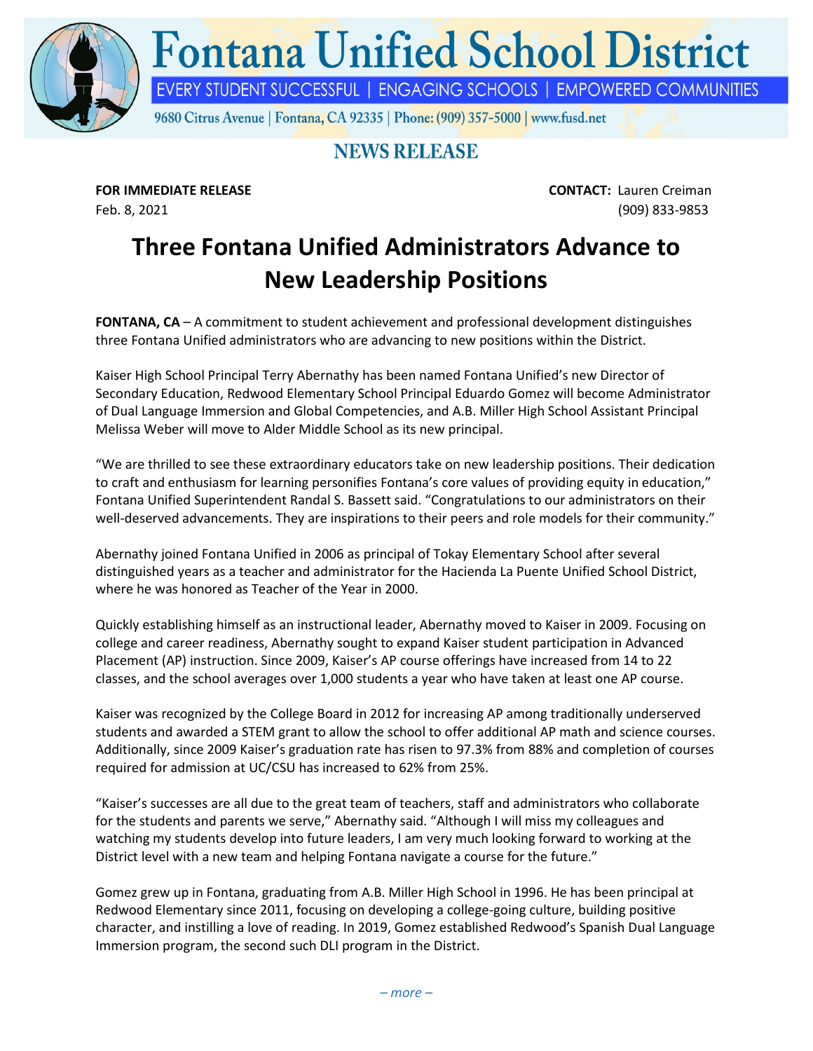# Fontana Unified School District

EVERY STUDENT SUCCESSFUL | ENGAGING SCHOOLS | EMPOWERED COMMUNITIES

9680 Citrus Avenue | Fontana, CA 92335 | Phone: (909) 357-5000 | www.fusd.net

## NEWS RELEASE

**FOR IMMEDIATE RELEASE**
Feb. 8, 2021

**CONTACT:** Lauren Creiman
(909) 833-9853

# Three Fontana Unified Administrators Advance to New Leadership Positions

**FONTANA, CA** – A commitment to student achievement and professional development distinguishes three Fontana Unified administrators who are advancing to new positions within the District.

Kaiser High School Principal Terry Abernathy has been named Fontana Unified's new Director of Secondary Education, Redwood Elementary School Principal Eduardo Gomez will become Administrator of Dual Language Immersion and Global Competencies, and A.B. Miller High School Assistant Principal Melissa Weber will move to Alder Middle School as its new principal.

"We are thrilled to see these extraordinary educators take on new leadership positions. Their dedication to craft and enthusiasm for learning personifies Fontana's core values of providing equity in education," Fontana Unified Superintendent Randal S. Bassett said. "Congratulations to our administrators on their well-deserved advancements. They are inspirations to their peers and role models for their community."

Abernathy joined Fontana Unified in 2006 as principal of Tokay Elementary School after several distinguished years as a teacher and administrator for the Hacienda La Puente Unified School District, where he was honored as Teacher of the Year in 2000.

Quickly establishing himself as an instructional leader, Abernathy moved to Kaiser in 2009. Focusing on college and career readiness, Abernathy sought to expand Kaiser student participation in Advanced Placement (AP) instruction. Since 2009, Kaiser's AP course offerings have increased from 14 to 22 classes, and the school averages over 1,000 students a year who have taken at least one AP course.

Kaiser was recognized by the College Board in 2012 for increasing AP among traditionally underserved students and awarded a STEM grant to allow the school to offer additional AP math and science courses. Additionally, since 2009 Kaiser's graduation rate has risen to 97.3% from 88% and completion of courses required for admission at UC/CSU has increased to 62% from 25%.

"Kaiser's successes are all due to the great team of teachers, staff and administrators who collaborate for the students and parents we serve," Abernathy said. "Although I will miss my colleagues and watching my students develop into future leaders, I am very much looking forward to working at the District level with a new team and helping Fontana navigate a course for the future."

Gomez grew up in Fontana, graduating from A.B. Miller High School in 1996. He has been principal at Redwood Elementary since 2011, focusing on developing a college-going culture, building positive character, and instilling a love of reading. In 2019, Gomez established Redwood's Spanish Dual Language Immersion program, the second such DLI program in the District.

*– more –*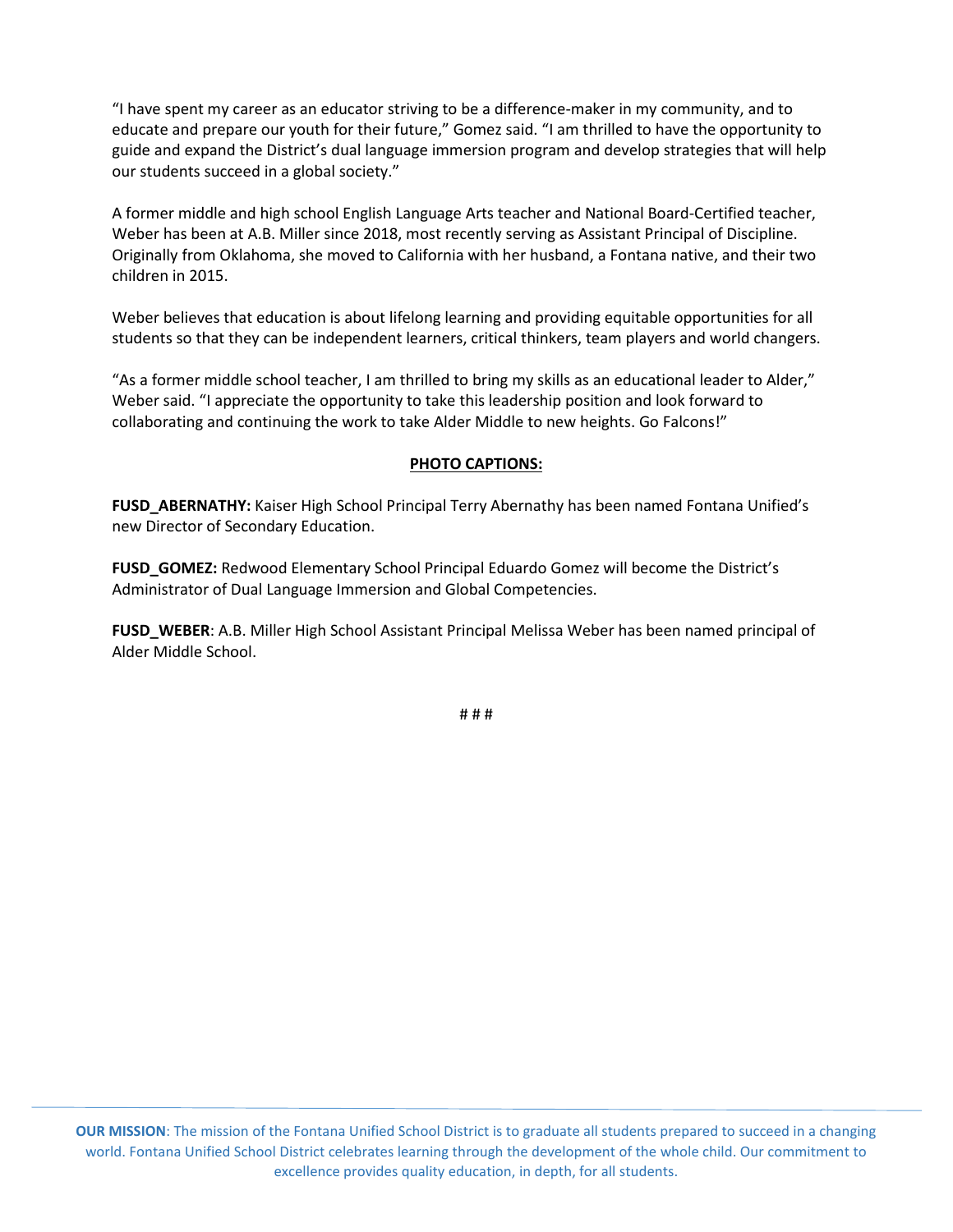"I have spent my career as an educator striving to be a difference-maker in my community, and to educate and prepare our youth for their future," Gomez said. "I am thrilled to have the opportunity to guide and expand the District's dual language immersion program and develop strategies that will help our students succeed in a global society."

A former middle and high school English Language Arts teacher and National Board-Certified teacher, Weber has been at A.B. Miller since 2018, most recently serving as Assistant Principal of Discipline. Originally from Oklahoma, she moved to California with her husband, a Fontana native, and their two children in 2015.

Weber believes that education is about lifelong learning and providing equitable opportunities for all students so that they can be independent learners, critical thinkers, team players and world changers.

"As a former middle school teacher, I am thrilled to bring my skills as an educational leader to Alder," Weber said. "I appreciate the opportunity to take this leadership position and look forward to collaborating and continuing the work to take Alder Middle to new heights. Go Falcons!"

**PHOTO CAPTIONS:**

**FUSD_ABERNATHY:** Kaiser High School Principal Terry Abernathy has been named Fontana Unified's new Director of Secondary Education.

**FUSD_GOMEZ:** Redwood Elementary School Principal Eduardo Gomez will become the District's Administrator of Dual Language Immersion and Global Competencies.

**FUSD_WEBER**: A.B. Miller High School Assistant Principal Melissa Weber has been named principal of Alder Middle School.

# # #

**OUR MISSION**: The mission of the Fontana Unified School District is to graduate all students prepared to succeed in a changing world. Fontana Unified School District celebrates learning through the development of the whole child. Our commitment to excellence provides quality education, in depth, for all students.